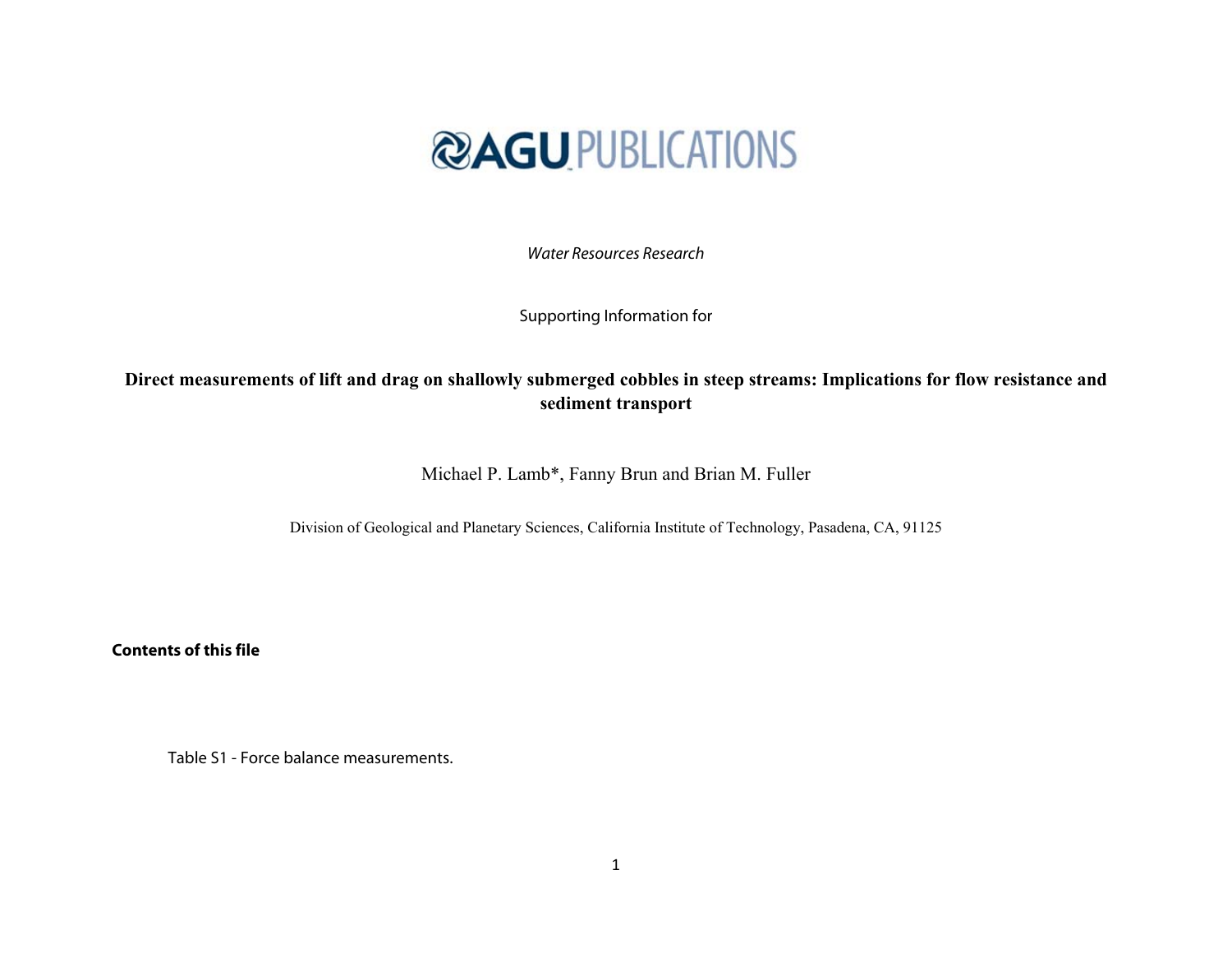AGU PUBLICATIONS

*Water Resources Research*

Supporting Information for

**Direct measurements of lift and drag on shallowly submerged cobbles in steep streams: Implications for flow resistance and sediment transport**

Michael P. Lamb*, Fanny Brun and Brian M. Fuller

Division of Geological and Planetary Sciences, California Institute of Technology, Pasadena, CA, 91125

**Contents of this file**

Table S1 - Force balance measurements.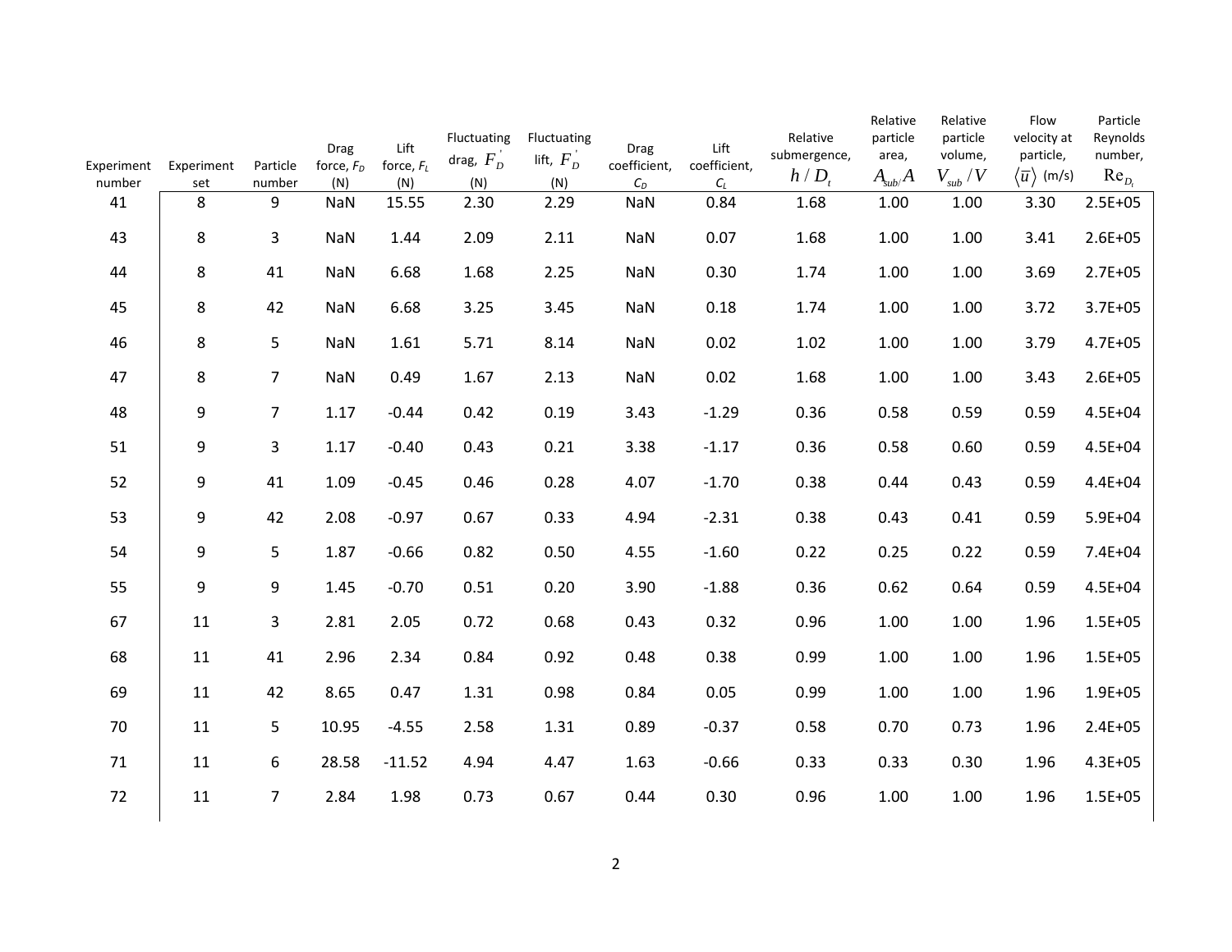| Experiment number | Experiment set | Particle number | Drag force, $F_D$ (N) | Lift force, $F_L$ (N) | Fluctuating drag, $F_D^{'}$ (N) | Fluctuating lift, $F_D^{'}$ (N) | Drag coefficient, $C_D$ | Lift coefficient, $C_L$ | Relative submergence, $h / D_t$ | Relative particle area, $A_{sub}/A$ | Relative particle volume, $V_{sub} / V$ | Flow velocity at particle, $\langle \overline{u} \rangle$ (m/s) | Particle Reynolds number, $\mathrm{Re}_{D_t}$ |
|---|---|---|---|---|---|---|---|---|---|---|---|---|---|
| 41 | 8 | 9 | NaN | 15.55 | 2.30 | 2.29 | NaN | 0.84 | 1.68 | 1.00 | 1.00 | 3.30 | 2.5E+05 |
| 43 | 8 | 3 | NaN | 1.44 | 2.09 | 2.11 | NaN | 0.07 | 1.68 | 1.00 | 1.00 | 3.41 | 2.6E+05 |
| 44 | 8 | 41 | NaN | 6.68 | 1.68 | 2.25 | NaN | 0.30 | 1.74 | 1.00 | 1.00 | 3.69 | 2.7E+05 |
| 45 | 8 | 42 | NaN | 6.68 | 3.25 | 3.45 | NaN | 0.18 | 1.74 | 1.00 | 1.00 | 3.72 | 3.7E+05 |
| 46 | 8 | 5 | NaN | 1.61 | 5.71 | 8.14 | NaN | 0.02 | 1.02 | 1.00 | 1.00 | 3.79 | 4.7E+05 |
| 47 | 8 | 7 | NaN | 0.49 | 1.67 | 2.13 | NaN | 0.02 | 1.68 | 1.00 | 1.00 | 3.43 | 2.6E+05 |
| 48 | 9 | 7 | 1.17 | -0.44 | 0.42 | 0.19 | 3.43 | -1.29 | 0.36 | 0.58 | 0.59 | 0.59 | 4.5E+04 |
| 51 | 9 | 3 | 1.17 | -0.40 | 0.43 | 0.21 | 3.38 | -1.17 | 0.36 | 0.58 | 0.60 | 0.59 | 4.5E+04 |
| 52 | 9 | 41 | 1.09 | -0.45 | 0.46 | 0.28 | 4.07 | -1.70 | 0.38 | 0.44 | 0.43 | 0.59 | 4.4E+04 |
| 53 | 9 | 42 | 2.08 | -0.97 | 0.67 | 0.33 | 4.94 | -2.31 | 0.38 | 0.43 | 0.41 | 0.59 | 5.9E+04 |
| 54 | 9 | 5 | 1.87 | -0.66 | 0.82 | 0.50 | 4.55 | -1.60 | 0.22 | 0.25 | 0.22 | 0.59 | 7.4E+04 |
| 55 | 9 | 9 | 1.45 | -0.70 | 0.51 | 0.20 | 3.90 | -1.88 | 0.36 | 0.62 | 0.64 | 0.59 | 4.5E+04 |
| 67 | 11 | 3 | 2.81 | 2.05 | 0.72 | 0.68 | 0.43 | 0.32 | 0.96 | 1.00 | 1.00 | 1.96 | 1.5E+05 |
| 68 | 11 | 41 | 2.96 | 2.34 | 0.84 | 0.92 | 0.48 | 0.38 | 0.99 | 1.00 | 1.00 | 1.96 | 1.5E+05 |
| 69 | 11 | 42 | 8.65 | 0.47 | 1.31 | 0.98 | 0.84 | 0.05 | 0.99 | 1.00 | 1.00 | 1.96 | 1.9E+05 |
| 70 | 11 | 5 | 10.95 | -4.55 | 2.58 | 1.31 | 0.89 | -0.37 | 0.58 | 0.70 | 0.73 | 1.96 | 2.4E+05 |
| 71 | 11 | 6 | 28.58 | -11.52 | 4.94 | 4.47 | 1.63 | -0.66 | 0.33 | 0.33 | 0.30 | 1.96 | 4.3E+05 |
| 72 | 11 | 7 | 2.84 | 1.98 | 0.73 | 0.67 | 0.44 | 0.30 | 0.96 | 1.00 | 1.00 | 1.96 | 1.5E+05 |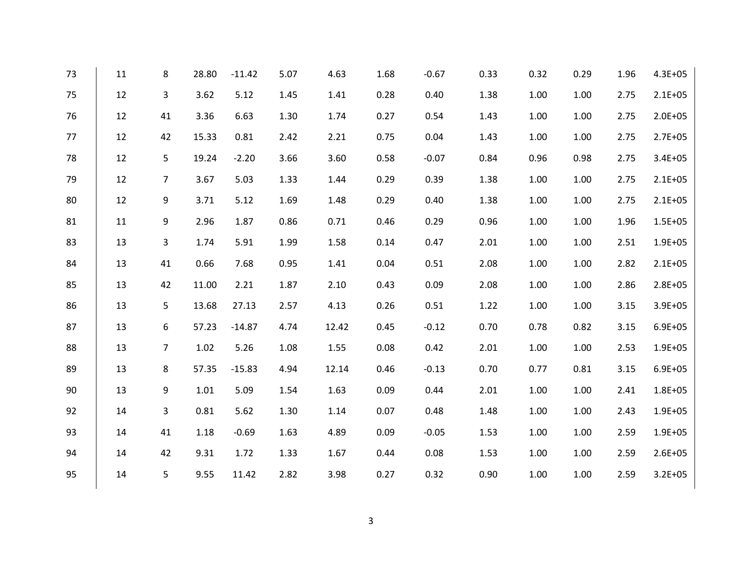| | | | | | | | | | | | | | |
|---|---|---|---|---|---|---|---|---|---|---|---|---|---|
| 73 | 11 | 8 | 28.80 | -11.42 | 5.07 | 4.63 | 1.68 | -0.67 | 0.33 | 0.32 | 0.29 | 1.96 | 4.3E+05 |
| 75 | 12 | 3 | 3.62 | 5.12 | 1.45 | 1.41 | 0.28 | 0.40 | 1.38 | 1.00 | 1.00 | 2.75 | 2.1E+05 |
| 76 | 12 | 41 | 3.36 | 6.63 | 1.30 | 1.74 | 0.27 | 0.54 | 1.43 | 1.00 | 1.00 | 2.75 | 2.0E+05 |
| 77 | 12 | 42 | 15.33 | 0.81 | 2.42 | 2.21 | 0.75 | 0.04 | 1.43 | 1.00 | 1.00 | 2.75 | 2.7E+05 |
| 78 | 12 | 5 | 19.24 | -2.20 | 3.66 | 3.60 | 0.58 | -0.07 | 0.84 | 0.96 | 0.98 | 2.75 | 3.4E+05 |
| 79 | 12 | 7 | 3.67 | 5.03 | 1.33 | 1.44 | 0.29 | 0.39 | 1.38 | 1.00 | 1.00 | 2.75 | 2.1E+05 |
| 80 | 12 | 9 | 3.71 | 5.12 | 1.69 | 1.48 | 0.29 | 0.40 | 1.38 | 1.00 | 1.00 | 2.75 | 2.1E+05 |
| 81 | 11 | 9 | 2.96 | 1.87 | 0.86 | 0.71 | 0.46 | 0.29 | 0.96 | 1.00 | 1.00 | 1.96 | 1.5E+05 |
| 83 | 13 | 3 | 1.74 | 5.91 | 1.99 | 1.58 | 0.14 | 0.47 | 2.01 | 1.00 | 1.00 | 2.51 | 1.9E+05 |
| 84 | 13 | 41 | 0.66 | 7.68 | 0.95 | 1.41 | 0.04 | 0.51 | 2.08 | 1.00 | 1.00 | 2.82 | 2.1E+05 |
| 85 | 13 | 42 | 11.00 | 2.21 | 1.87 | 2.10 | 0.43 | 0.09 | 2.08 | 1.00 | 1.00 | 2.86 | 2.8E+05 |
| 86 | 13 | 5 | 13.68 | 27.13 | 2.57 | 4.13 | 0.26 | 0.51 | 1.22 | 1.00 | 1.00 | 3.15 | 3.9E+05 |
| 87 | 13 | 6 | 57.23 | -14.87 | 4.74 | 12.42 | 0.45 | -0.12 | 0.70 | 0.78 | 0.82 | 3.15 | 6.9E+05 |
| 88 | 13 | 7 | 1.02 | 5.26 | 1.08 | 1.55 | 0.08 | 0.42 | 2.01 | 1.00 | 1.00 | 2.53 | 1.9E+05 |
| 89 | 13 | 8 | 57.35 | -15.83 | 4.94 | 12.14 | 0.46 | -0.13 | 0.70 | 0.77 | 0.81 | 3.15 | 6.9E+05 |
| 90 | 13 | 9 | 1.01 | 5.09 | 1.54 | 1.63 | 0.09 | 0.44 | 2.01 | 1.00 | 1.00 | 2.41 | 1.8E+05 |
| 92 | 14 | 3 | 0.81 | 5.62 | 1.30 | 1.14 | 0.07 | 0.48 | 1.48 | 1.00 | 1.00 | 2.43 | 1.9E+05 |
| 93 | 14 | 41 | 1.18 | -0.69 | 1.63 | 4.89 | 0.09 | -0.05 | 1.53 | 1.00 | 1.00 | 2.59 | 1.9E+05 |
| 94 | 14 | 42 | 9.31 | 1.72 | 1.33 | 1.67 | 0.44 | 0.08 | 1.53 | 1.00 | 1.00 | 2.59 | 2.6E+05 |
| 95 | 14 | 5 | 9.55 | 11.42 | 2.82 | 3.98 | 0.27 | 0.32 | 0.90 | 1.00 | 1.00 | 2.59 | 3.2E+05 |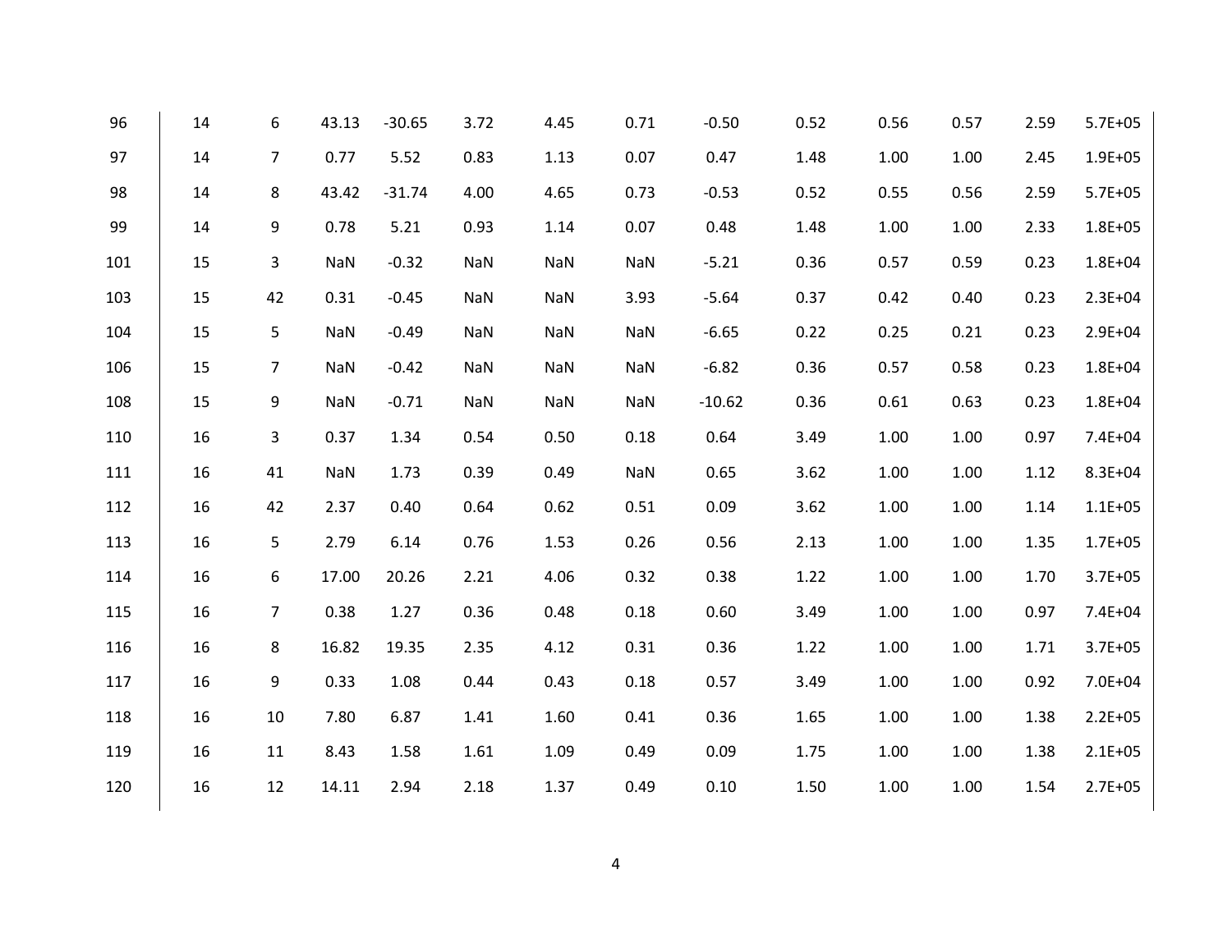| | | | | | | | | | | | | | |
|---|---|---|---|---|---|---|---|---|---|---|---|---|---|
| 96 | 14 | 6 | 43.13 | -30.65 | 3.72 | 4.45 | 0.71 | -0.50 | 0.52 | 0.56 | 0.57 | 2.59 | 5.7E+05 |
| 97 | 14 | 7 | 0.77 | 5.52 | 0.83 | 1.13 | 0.07 | 0.47 | 1.48 | 1.00 | 1.00 | 2.45 | 1.9E+05 |
| 98 | 14 | 8 | 43.42 | -31.74 | 4.00 | 4.65 | 0.73 | -0.53 | 0.52 | 0.55 | 0.56 | 2.59 | 5.7E+05 |
| 99 | 14 | 9 | 0.78 | 5.21 | 0.93 | 1.14 | 0.07 | 0.48 | 1.48 | 1.00 | 1.00 | 2.33 | 1.8E+05 |
| 101 | 15 | 3 | NaN | -0.32 | NaN | NaN | NaN | -5.21 | 0.36 | 0.57 | 0.59 | 0.23 | 1.8E+04 |
| 103 | 15 | 42 | 0.31 | -0.45 | NaN | NaN | 3.93 | -5.64 | 0.37 | 0.42 | 0.40 | 0.23 | 2.3E+04 |
| 104 | 15 | 5 | NaN | -0.49 | NaN | NaN | NaN | -6.65 | 0.22 | 0.25 | 0.21 | 0.23 | 2.9E+04 |
| 106 | 15 | 7 | NaN | -0.42 | NaN | NaN | NaN | -6.82 | 0.36 | 0.57 | 0.58 | 0.23 | 1.8E+04 |
| 108 | 15 | 9 | NaN | -0.71 | NaN | NaN | NaN | -10.62 | 0.36 | 0.61 | 0.63 | 0.23 | 1.8E+04 |
| 110 | 16 | 3 | 0.37 | 1.34 | 0.54 | 0.50 | 0.18 | 0.64 | 3.49 | 1.00 | 1.00 | 0.97 | 7.4E+04 |
| 111 | 16 | 41 | NaN | 1.73 | 0.39 | 0.49 | NaN | 0.65 | 3.62 | 1.00 | 1.00 | 1.12 | 8.3E+04 |
| 112 | 16 | 42 | 2.37 | 0.40 | 0.64 | 0.62 | 0.51 | 0.09 | 3.62 | 1.00 | 1.00 | 1.14 | 1.1E+05 |
| 113 | 16 | 5 | 2.79 | 6.14 | 0.76 | 1.53 | 0.26 | 0.56 | 2.13 | 1.00 | 1.00 | 1.35 | 1.7E+05 |
| 114 | 16 | 6 | 17.00 | 20.26 | 2.21 | 4.06 | 0.32 | 0.38 | 1.22 | 1.00 | 1.00 | 1.70 | 3.7E+05 |
| 115 | 16 | 7 | 0.38 | 1.27 | 0.36 | 0.48 | 0.18 | 0.60 | 3.49 | 1.00 | 1.00 | 0.97 | 7.4E+04 |
| 116 | 16 | 8 | 16.82 | 19.35 | 2.35 | 4.12 | 0.31 | 0.36 | 1.22 | 1.00 | 1.00 | 1.71 | 3.7E+05 |
| 117 | 16 | 9 | 0.33 | 1.08 | 0.44 | 0.43 | 0.18 | 0.57 | 3.49 | 1.00 | 1.00 | 0.92 | 7.0E+04 |
| 118 | 16 | 10 | 7.80 | 6.87 | 1.41 | 1.60 | 0.41 | 0.36 | 1.65 | 1.00 | 1.00 | 1.38 | 2.2E+05 |
| 119 | 16 | 11 | 8.43 | 1.58 | 1.61 | 1.09 | 0.49 | 0.09 | 1.75 | 1.00 | 1.00 | 1.38 | 2.1E+05 |
| 120 | 16 | 12 | 14.11 | 2.94 | 2.18 | 1.37 | 0.49 | 0.10 | 1.50 | 1.00 | 1.00 | 1.54 | 2.7E+05 |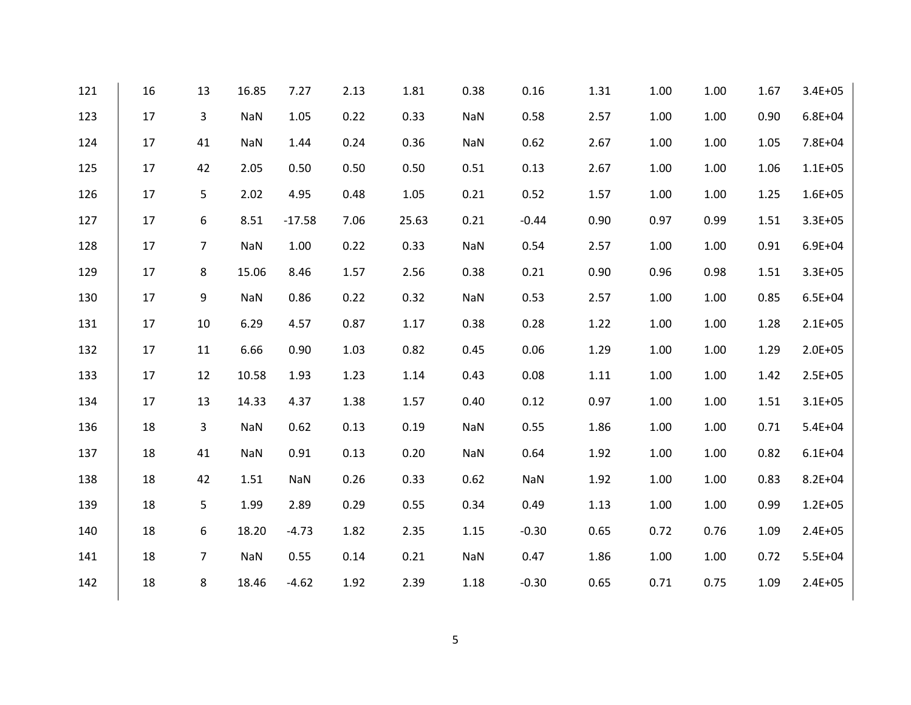| | | | | | | | | | | | | | |
|---|---|---|---|---|---|---|---|---|---|---|---|---|---|
| 121 | 16 | 13 | 16.85 | 7.27 | 2.13 | 1.81 | 0.38 | 0.16 | 1.31 | 1.00 | 1.00 | 1.67 | 3.4E+05 |
| 123 | 17 | 3 | NaN | 1.05 | 0.22 | 0.33 | NaN | 0.58 | 2.57 | 1.00 | 1.00 | 0.90 | 6.8E+04 |
| 124 | 17 | 41 | NaN | 1.44 | 0.24 | 0.36 | NaN | 0.62 | 2.67 | 1.00 | 1.00 | 1.05 | 7.8E+04 |
| 125 | 17 | 42 | 2.05 | 0.50 | 0.50 | 0.50 | 0.51 | 0.13 | 2.67 | 1.00 | 1.00 | 1.06 | 1.1E+05 |
| 126 | 17 | 5 | 2.02 | 4.95 | 0.48 | 1.05 | 0.21 | 0.52 | 1.57 | 1.00 | 1.00 | 1.25 | 1.6E+05 |
| 127 | 17 | 6 | 8.51 | -17.58 | 7.06 | 25.63 | 0.21 | -0.44 | 0.90 | 0.97 | 0.99 | 1.51 | 3.3E+05 |
| 128 | 17 | 7 | NaN | 1.00 | 0.22 | 0.33 | NaN | 0.54 | 2.57 | 1.00 | 1.00 | 0.91 | 6.9E+04 |
| 129 | 17 | 8 | 15.06 | 8.46 | 1.57 | 2.56 | 0.38 | 0.21 | 0.90 | 0.96 | 0.98 | 1.51 | 3.3E+05 |
| 130 | 17 | 9 | NaN | 0.86 | 0.22 | 0.32 | NaN | 0.53 | 2.57 | 1.00 | 1.00 | 0.85 | 6.5E+04 |
| 131 | 17 | 10 | 6.29 | 4.57 | 0.87 | 1.17 | 0.38 | 0.28 | 1.22 | 1.00 | 1.00 | 1.28 | 2.1E+05 |
| 132 | 17 | 11 | 6.66 | 0.90 | 1.03 | 0.82 | 0.45 | 0.06 | 1.29 | 1.00 | 1.00 | 1.29 | 2.0E+05 |
| 133 | 17 | 12 | 10.58 | 1.93 | 1.23 | 1.14 | 0.43 | 0.08 | 1.11 | 1.00 | 1.00 | 1.42 | 2.5E+05 |
| 134 | 17 | 13 | 14.33 | 4.37 | 1.38 | 1.57 | 0.40 | 0.12 | 0.97 | 1.00 | 1.00 | 1.51 | 3.1E+05 |
| 136 | 18 | 3 | NaN | 0.62 | 0.13 | 0.19 | NaN | 0.55 | 1.86 | 1.00 | 1.00 | 0.71 | 5.4E+04 |
| 137 | 18 | 41 | NaN | 0.91 | 0.13 | 0.20 | NaN | 0.64 | 1.92 | 1.00 | 1.00 | 0.82 | 6.1E+04 |
| 138 | 18 | 42 | 1.51 | NaN | 0.26 | 0.33 | 0.62 | NaN | 1.92 | 1.00 | 1.00 | 0.83 | 8.2E+04 |
| 139 | 18 | 5 | 1.99 | 2.89 | 0.29 | 0.55 | 0.34 | 0.49 | 1.13 | 1.00 | 1.00 | 0.99 | 1.2E+05 |
| 140 | 18 | 6 | 18.20 | -4.73 | 1.82 | 2.35 | 1.15 | -0.30 | 0.65 | 0.72 | 0.76 | 1.09 | 2.4E+05 |
| 141 | 18 | 7 | NaN | 0.55 | 0.14 | 0.21 | NaN | 0.47 | 1.86 | 1.00 | 1.00 | 0.72 | 5.5E+04 |
| 142 | 18 | 8 | 18.46 | -4.62 | 1.92 | 2.39 | 1.18 | -0.30 | 0.65 | 0.71 | 0.75 | 1.09 | 2.4E+05 |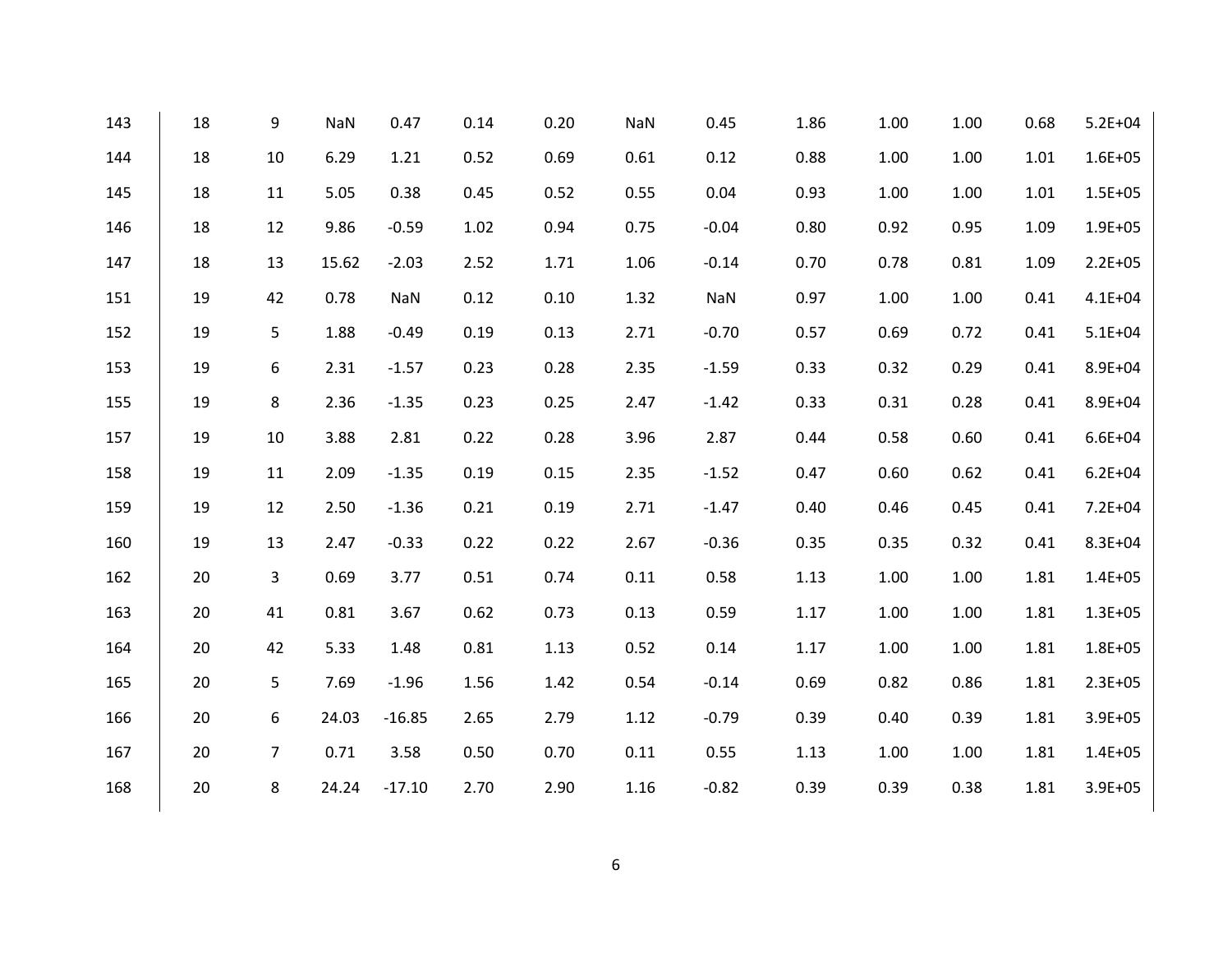| | | | | | | | | | | | | | |
|---|---|---|---|---|---|---|---|---|---|---|---|---|---|
| 143 | 18 | 9 | NaN | 0.47 | 0.14 | 0.20 | NaN | 0.45 | 1.86 | 1.00 | 1.00 | 0.68 | 5.2E+04 |
| 144 | 18 | 10 | 6.29 | 1.21 | 0.52 | 0.69 | 0.61 | 0.12 | 0.88 | 1.00 | 1.00 | 1.01 | 1.6E+05 |
| 145 | 18 | 11 | 5.05 | 0.38 | 0.45 | 0.52 | 0.55 | 0.04 | 0.93 | 1.00 | 1.00 | 1.01 | 1.5E+05 |
| 146 | 18 | 12 | 9.86 | -0.59 | 1.02 | 0.94 | 0.75 | -0.04 | 0.80 | 0.92 | 0.95 | 1.09 | 1.9E+05 |
| 147 | 18 | 13 | 15.62 | -2.03 | 2.52 | 1.71 | 1.06 | -0.14 | 0.70 | 0.78 | 0.81 | 1.09 | 2.2E+05 |
| 151 | 19 | 42 | 0.78 | NaN | 0.12 | 0.10 | 1.32 | NaN | 0.97 | 1.00 | 1.00 | 0.41 | 4.1E+04 |
| 152 | 19 | 5 | 1.88 | -0.49 | 0.19 | 0.13 | 2.71 | -0.70 | 0.57 | 0.69 | 0.72 | 0.41 | 5.1E+04 |
| 153 | 19 | 6 | 2.31 | -1.57 | 0.23 | 0.28 | 2.35 | -1.59 | 0.33 | 0.32 | 0.29 | 0.41 | 8.9E+04 |
| 155 | 19 | 8 | 2.36 | -1.35 | 0.23 | 0.25 | 2.47 | -1.42 | 0.33 | 0.31 | 0.28 | 0.41 | 8.9E+04 |
| 157 | 19 | 10 | 3.88 | 2.81 | 0.22 | 0.28 | 3.96 | 2.87 | 0.44 | 0.58 | 0.60 | 0.41 | 6.6E+04 |
| 158 | 19 | 11 | 2.09 | -1.35 | 0.19 | 0.15 | 2.35 | -1.52 | 0.47 | 0.60 | 0.62 | 0.41 | 6.2E+04 |
| 159 | 19 | 12 | 2.50 | -1.36 | 0.21 | 0.19 | 2.71 | -1.47 | 0.40 | 0.46 | 0.45 | 0.41 | 7.2E+04 |
| 160 | 19 | 13 | 2.47 | -0.33 | 0.22 | 0.22 | 2.67 | -0.36 | 0.35 | 0.35 | 0.32 | 0.41 | 8.3E+04 |
| 162 | 20 | 3 | 0.69 | 3.77 | 0.51 | 0.74 | 0.11 | 0.58 | 1.13 | 1.00 | 1.00 | 1.81 | 1.4E+05 |
| 163 | 20 | 41 | 0.81 | 3.67 | 0.62 | 0.73 | 0.13 | 0.59 | 1.17 | 1.00 | 1.00 | 1.81 | 1.3E+05 |
| 164 | 20 | 42 | 5.33 | 1.48 | 0.81 | 1.13 | 0.52 | 0.14 | 1.17 | 1.00 | 1.00 | 1.81 | 1.8E+05 |
| 165 | 20 | 5 | 7.69 | -1.96 | 1.56 | 1.42 | 0.54 | -0.14 | 0.69 | 0.82 | 0.86 | 1.81 | 2.3E+05 |
| 166 | 20 | 6 | 24.03 | -16.85 | 2.65 | 2.79 | 1.12 | -0.79 | 0.39 | 0.40 | 0.39 | 1.81 | 3.9E+05 |
| 167 | 20 | 7 | 0.71 | 3.58 | 0.50 | 0.70 | 0.11 | 0.55 | 1.13 | 1.00 | 1.00 | 1.81 | 1.4E+05 |
| 168 | 20 | 8 | 24.24 | -17.10 | 2.70 | 2.90 | 1.16 | -0.82 | 0.39 | 0.39 | 0.38 | 1.81 | 3.9E+05 |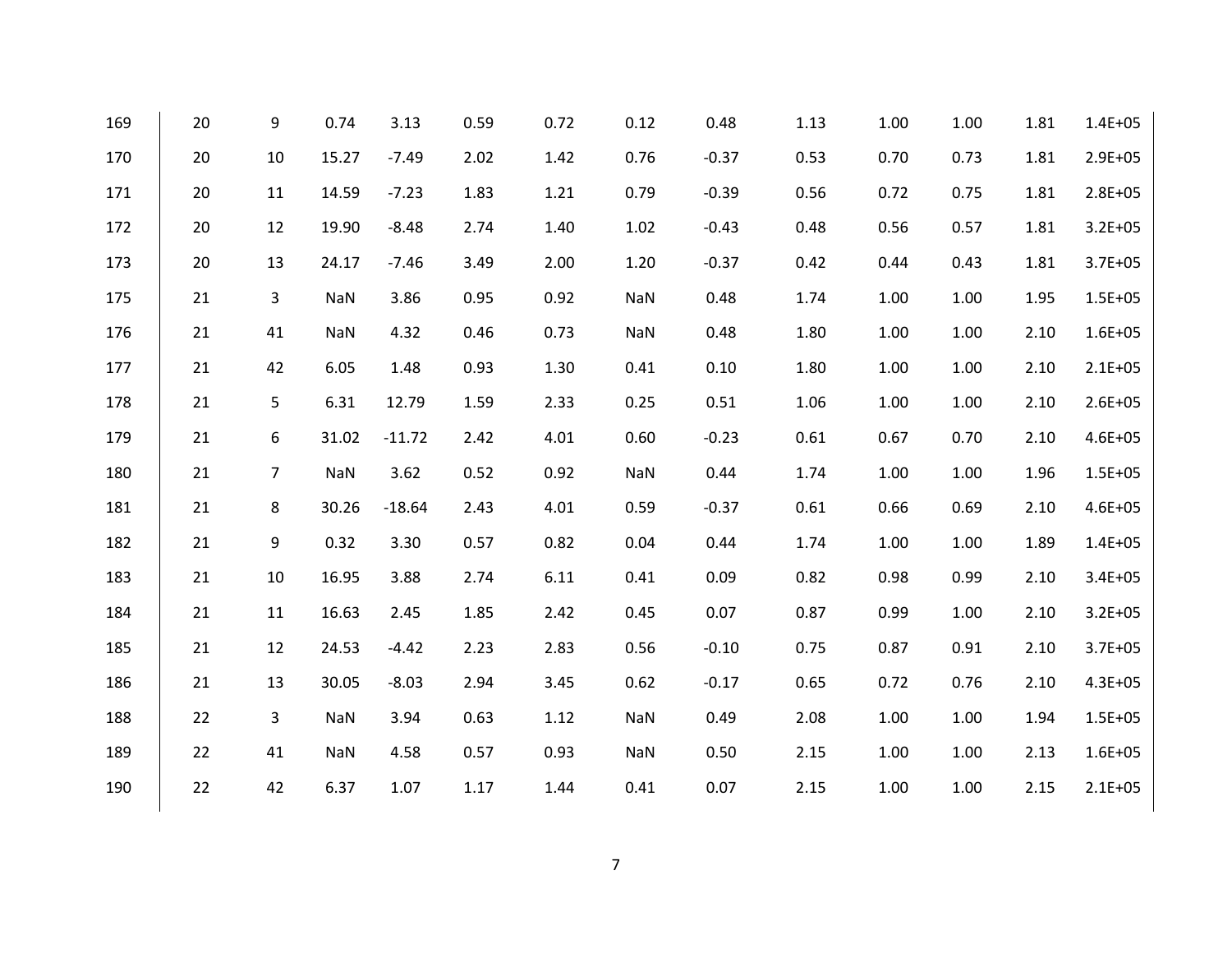| | | | | | | | | | | | | | |
|---|---|---|---|---|---|---|---|---|---|---|---|---|---|
| 169 | 20 | 9 | 0.74 | 3.13 | 0.59 | 0.72 | 0.12 | 0.48 | 1.13 | 1.00 | 1.00 | 1.81 | 1.4E+05 |
| 170 | 20 | 10 | 15.27 | -7.49 | 2.02 | 1.42 | 0.76 | -0.37 | 0.53 | 0.70 | 0.73 | 1.81 | 2.9E+05 |
| 171 | 20 | 11 | 14.59 | -7.23 | 1.83 | 1.21 | 0.79 | -0.39 | 0.56 | 0.72 | 0.75 | 1.81 | 2.8E+05 |
| 172 | 20 | 12 | 19.90 | -8.48 | 2.74 | 1.40 | 1.02 | -0.43 | 0.48 | 0.56 | 0.57 | 1.81 | 3.2E+05 |
| 173 | 20 | 13 | 24.17 | -7.46 | 3.49 | 2.00 | 1.20 | -0.37 | 0.42 | 0.44 | 0.43 | 1.81 | 3.7E+05 |
| 175 | 21 | 3 | NaN | 3.86 | 0.95 | 0.92 | NaN | 0.48 | 1.74 | 1.00 | 1.00 | 1.95 | 1.5E+05 |
| 176 | 21 | 41 | NaN | 4.32 | 0.46 | 0.73 | NaN | 0.48 | 1.80 | 1.00 | 1.00 | 2.10 | 1.6E+05 |
| 177 | 21 | 42 | 6.05 | 1.48 | 0.93 | 1.30 | 0.41 | 0.10 | 1.80 | 1.00 | 1.00 | 2.10 | 2.1E+05 |
| 178 | 21 | 5 | 6.31 | 12.79 | 1.59 | 2.33 | 0.25 | 0.51 | 1.06 | 1.00 | 1.00 | 2.10 | 2.6E+05 |
| 179 | 21 | 6 | 31.02 | -11.72 | 2.42 | 4.01 | 0.60 | -0.23 | 0.61 | 0.67 | 0.70 | 2.10 | 4.6E+05 |
| 180 | 21 | 7 | NaN | 3.62 | 0.52 | 0.92 | NaN | 0.44 | 1.74 | 1.00 | 1.00 | 1.96 | 1.5E+05 |
| 181 | 21 | 8 | 30.26 | -18.64 | 2.43 | 4.01 | 0.59 | -0.37 | 0.61 | 0.66 | 0.69 | 2.10 | 4.6E+05 |
| 182 | 21 | 9 | 0.32 | 3.30 | 0.57 | 0.82 | 0.04 | 0.44 | 1.74 | 1.00 | 1.00 | 1.89 | 1.4E+05 |
| 183 | 21 | 10 | 16.95 | 3.88 | 2.74 | 6.11 | 0.41 | 0.09 | 0.82 | 0.98 | 0.99 | 2.10 | 3.4E+05 |
| 184 | 21 | 11 | 16.63 | 2.45 | 1.85 | 2.42 | 0.45 | 0.07 | 0.87 | 0.99 | 1.00 | 2.10 | 3.2E+05 |
| 185 | 21 | 12 | 24.53 | -4.42 | 2.23 | 2.83 | 0.56 | -0.10 | 0.75 | 0.87 | 0.91 | 2.10 | 3.7E+05 |
| 186 | 21 | 13 | 30.05 | -8.03 | 2.94 | 3.45 | 0.62 | -0.17 | 0.65 | 0.72 | 0.76 | 2.10 | 4.3E+05 |
| 188 | 22 | 3 | NaN | 3.94 | 0.63 | 1.12 | NaN | 0.49 | 2.08 | 1.00 | 1.00 | 1.94 | 1.5E+05 |
| 189 | 22 | 41 | NaN | 4.58 | 0.57 | 0.93 | NaN | 0.50 | 2.15 | 1.00 | 1.00 | 2.13 | 1.6E+05 |
| 190 | 22 | 42 | 6.37 | 1.07 | 1.17 | 1.44 | 0.41 | 0.07 | 2.15 | 1.00 | 1.00 | 2.15 | 2.1E+05 |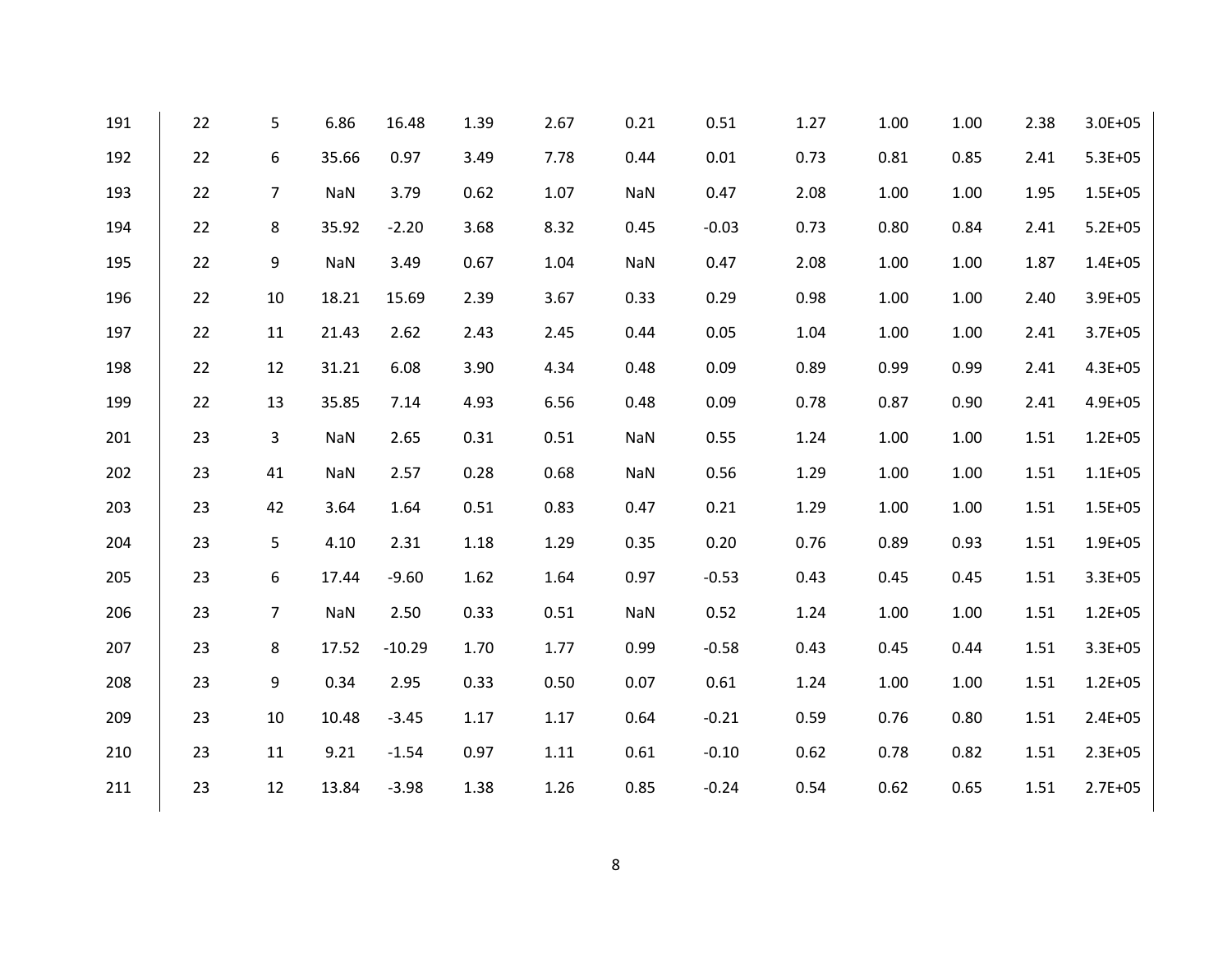| | | | | | | | | | | | | | |
|---|---|---|---|---|---|---|---|---|---|---|---|---|---|
| 191 | 22 | 5 | 6.86 | 16.48 | 1.39 | 2.67 | 0.21 | 0.51 | 1.27 | 1.00 | 1.00 | 2.38 | 3.0E+05 |
| 192 | 22 | 6 | 35.66 | 0.97 | 3.49 | 7.78 | 0.44 | 0.01 | 0.73 | 0.81 | 0.85 | 2.41 | 5.3E+05 |
| 193 | 22 | 7 | NaN | 3.79 | 0.62 | 1.07 | NaN | 0.47 | 2.08 | 1.00 | 1.00 | 1.95 | 1.5E+05 |
| 194 | 22 | 8 | 35.92 | -2.20 | 3.68 | 8.32 | 0.45 | -0.03 | 0.73 | 0.80 | 0.84 | 2.41 | 5.2E+05 |
| 195 | 22 | 9 | NaN | 3.49 | 0.67 | 1.04 | NaN | 0.47 | 2.08 | 1.00 | 1.00 | 1.87 | 1.4E+05 |
| 196 | 22 | 10 | 18.21 | 15.69 | 2.39 | 3.67 | 0.33 | 0.29 | 0.98 | 1.00 | 1.00 | 2.40 | 3.9E+05 |
| 197 | 22 | 11 | 21.43 | 2.62 | 2.43 | 2.45 | 0.44 | 0.05 | 1.04 | 1.00 | 1.00 | 2.41 | 3.7E+05 |
| 198 | 22 | 12 | 31.21 | 6.08 | 3.90 | 4.34 | 0.48 | 0.09 | 0.89 | 0.99 | 0.99 | 2.41 | 4.3E+05 |
| 199 | 22 | 13 | 35.85 | 7.14 | 4.93 | 6.56 | 0.48 | 0.09 | 0.78 | 0.87 | 0.90 | 2.41 | 4.9E+05 |
| 201 | 23 | 3 | NaN | 2.65 | 0.31 | 0.51 | NaN | 0.55 | 1.24 | 1.00 | 1.00 | 1.51 | 1.2E+05 |
| 202 | 23 | 41 | NaN | 2.57 | 0.28 | 0.68 | NaN | 0.56 | 1.29 | 1.00 | 1.00 | 1.51 | 1.1E+05 |
| 203 | 23 | 42 | 3.64 | 1.64 | 0.51 | 0.83 | 0.47 | 0.21 | 1.29 | 1.00 | 1.00 | 1.51 | 1.5E+05 |
| 204 | 23 | 5 | 4.10 | 2.31 | 1.18 | 1.29 | 0.35 | 0.20 | 0.76 | 0.89 | 0.93 | 1.51 | 1.9E+05 |
| 205 | 23 | 6 | 17.44 | -9.60 | 1.62 | 1.64 | 0.97 | -0.53 | 0.43 | 0.45 | 0.45 | 1.51 | 3.3E+05 |
| 206 | 23 | 7 | NaN | 2.50 | 0.33 | 0.51 | NaN | 0.52 | 1.24 | 1.00 | 1.00 | 1.51 | 1.2E+05 |
| 207 | 23 | 8 | 17.52 | -10.29 | 1.70 | 1.77 | 0.99 | -0.58 | 0.43 | 0.45 | 0.44 | 1.51 | 3.3E+05 |
| 208 | 23 | 9 | 0.34 | 2.95 | 0.33 | 0.50 | 0.07 | 0.61 | 1.24 | 1.00 | 1.00 | 1.51 | 1.2E+05 |
| 209 | 23 | 10 | 10.48 | -3.45 | 1.17 | 1.17 | 0.64 | -0.21 | 0.59 | 0.76 | 0.80 | 1.51 | 2.4E+05 |
| 210 | 23 | 11 | 9.21 | -1.54 | 0.97 | 1.11 | 0.61 | -0.10 | 0.62 | 0.78 | 0.82 | 1.51 | 2.3E+05 |
| 211 | 23 | 12 | 13.84 | -3.98 | 1.38 | 1.26 | 0.85 | -0.24 | 0.54 | 0.62 | 0.65 | 1.51 | 2.7E+05 |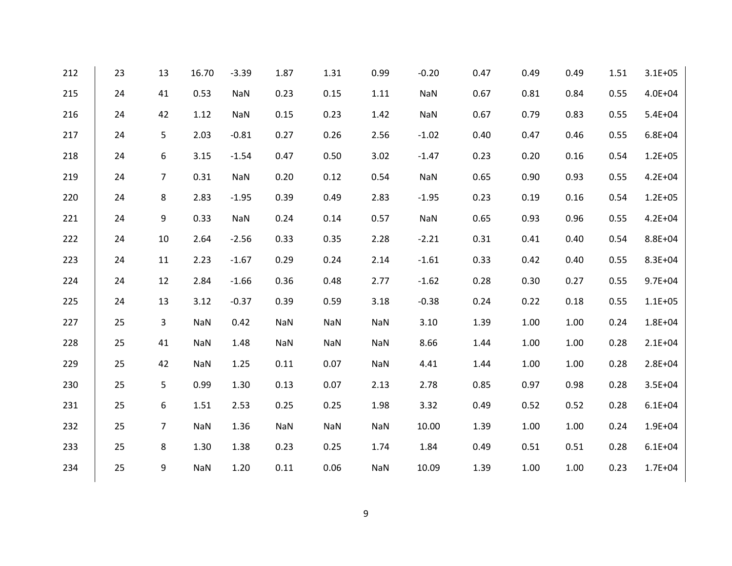| | | | | | | | | | | | | | |
|---|---|---|---|---|---|---|---|---|---|---|---|---|---|
| 212 | 23 | 13 | 16.70 | -3.39 | 1.87 | 1.31 | 0.99 | -0.20 | 0.47 | 0.49 | 0.49 | 1.51 | 3.1E+05 |
| 215 | 24 | 41 | 0.53 | NaN | 0.23 | 0.15 | 1.11 | NaN | 0.67 | 0.81 | 0.84 | 0.55 | 4.0E+04 |
| 216 | 24 | 42 | 1.12 | NaN | 0.15 | 0.23 | 1.42 | NaN | 0.67 | 0.79 | 0.83 | 0.55 | 5.4E+04 |
| 217 | 24 | 5 | 2.03 | -0.81 | 0.27 | 0.26 | 2.56 | -1.02 | 0.40 | 0.47 | 0.46 | 0.55 | 6.8E+04 |
| 218 | 24 | 6 | 3.15 | -1.54 | 0.47 | 0.50 | 3.02 | -1.47 | 0.23 | 0.20 | 0.16 | 0.54 | 1.2E+05 |
| 219 | 24 | 7 | 0.31 | NaN | 0.20 | 0.12 | 0.54 | NaN | 0.65 | 0.90 | 0.93 | 0.55 | 4.2E+04 |
| 220 | 24 | 8 | 2.83 | -1.95 | 0.39 | 0.49 | 2.83 | -1.95 | 0.23 | 0.19 | 0.16 | 0.54 | 1.2E+05 |
| 221 | 24 | 9 | 0.33 | NaN | 0.24 | 0.14 | 0.57 | NaN | 0.65 | 0.93 | 0.96 | 0.55 | 4.2E+04 |
| 222 | 24 | 10 | 2.64 | -2.56 | 0.33 | 0.35 | 2.28 | -2.21 | 0.31 | 0.41 | 0.40 | 0.54 | 8.8E+04 |
| 223 | 24 | 11 | 2.23 | -1.67 | 0.29 | 0.24 | 2.14 | -1.61 | 0.33 | 0.42 | 0.40 | 0.55 | 8.3E+04 |
| 224 | 24 | 12 | 2.84 | -1.66 | 0.36 | 0.48 | 2.77 | -1.62 | 0.28 | 0.30 | 0.27 | 0.55 | 9.7E+04 |
| 225 | 24 | 13 | 3.12 | -0.37 | 0.39 | 0.59 | 3.18 | -0.38 | 0.24 | 0.22 | 0.18 | 0.55 | 1.1E+05 |
| 227 | 25 | 3 | NaN | 0.42 | NaN | NaN | NaN | 3.10 | 1.39 | 1.00 | 1.00 | 0.24 | 1.8E+04 |
| 228 | 25 | 41 | NaN | 1.48 | NaN | NaN | NaN | 8.66 | 1.44 | 1.00 | 1.00 | 0.28 | 2.1E+04 |
| 229 | 25 | 42 | NaN | 1.25 | 0.11 | 0.07 | NaN | 4.41 | 1.44 | 1.00 | 1.00 | 0.28 | 2.8E+04 |
| 230 | 25 | 5 | 0.99 | 1.30 | 0.13 | 0.07 | 2.13 | 2.78 | 0.85 | 0.97 | 0.98 | 0.28 | 3.5E+04 |
| 231 | 25 | 6 | 1.51 | 2.53 | 0.25 | 0.25 | 1.98 | 3.32 | 0.49 | 0.52 | 0.52 | 0.28 | 6.1E+04 |
| 232 | 25 | 7 | NaN | 1.36 | NaN | NaN | NaN | 10.00 | 1.39 | 1.00 | 1.00 | 0.24 | 1.9E+04 |
| 233 | 25 | 8 | 1.30 | 1.38 | 0.23 | 0.25 | 1.74 | 1.84 | 0.49 | 0.51 | 0.51 | 0.28 | 6.1E+04 |
| 234 | 25 | 9 | NaN | 1.20 | 0.11 | 0.06 | NaN | 10.09 | 1.39 | 1.00 | 1.00 | 0.23 | 1.7E+04 |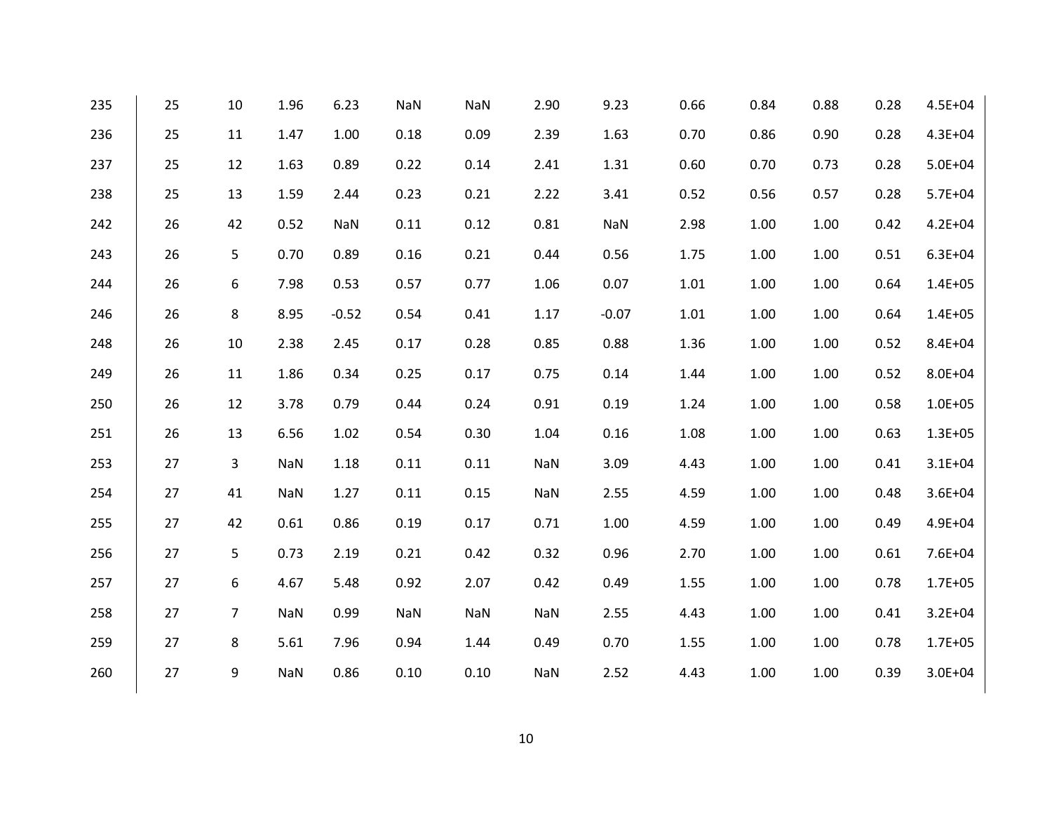| | | | | | | | | | | | | | |
|---|---|---|---|---|---|---|---|---|---|---|---|---|---|
| 235 | 25 | 10 | 1.96 | 6.23 | NaN | NaN | 2.90 | 9.23 | 0.66 | 0.84 | 0.88 | 0.28 | 4.5E+04 |
| 236 | 25 | 11 | 1.47 | 1.00 | 0.18 | 0.09 | 2.39 | 1.63 | 0.70 | 0.86 | 0.90 | 0.28 | 4.3E+04 |
| 237 | 25 | 12 | 1.63 | 0.89 | 0.22 | 0.14 | 2.41 | 1.31 | 0.60 | 0.70 | 0.73 | 0.28 | 5.0E+04 |
| 238 | 25 | 13 | 1.59 | 2.44 | 0.23 | 0.21 | 2.22 | 3.41 | 0.52 | 0.56 | 0.57 | 0.28 | 5.7E+04 |
| 242 | 26 | 42 | 0.52 | NaN | 0.11 | 0.12 | 0.81 | NaN | 2.98 | 1.00 | 1.00 | 0.42 | 4.2E+04 |
| 243 | 26 | 5 | 0.70 | 0.89 | 0.16 | 0.21 | 0.44 | 0.56 | 1.75 | 1.00 | 1.00 | 0.51 | 6.3E+04 |
| 244 | 26 | 6 | 7.98 | 0.53 | 0.57 | 0.77 | 1.06 | 0.07 | 1.01 | 1.00 | 1.00 | 0.64 | 1.4E+05 |
| 246 | 26 | 8 | 8.95 | -0.52 | 0.54 | 0.41 | 1.17 | -0.07 | 1.01 | 1.00 | 1.00 | 0.64 | 1.4E+05 |
| 248 | 26 | 10 | 2.38 | 2.45 | 0.17 | 0.28 | 0.85 | 0.88 | 1.36 | 1.00 | 1.00 | 0.52 | 8.4E+04 |
| 249 | 26 | 11 | 1.86 | 0.34 | 0.25 | 0.17 | 0.75 | 0.14 | 1.44 | 1.00 | 1.00 | 0.52 | 8.0E+04 |
| 250 | 26 | 12 | 3.78 | 0.79 | 0.44 | 0.24 | 0.91 | 0.19 | 1.24 | 1.00 | 1.00 | 0.58 | 1.0E+05 |
| 251 | 26 | 13 | 6.56 | 1.02 | 0.54 | 0.30 | 1.04 | 0.16 | 1.08 | 1.00 | 1.00 | 0.63 | 1.3E+05 |
| 253 | 27 | 3 | NaN | 1.18 | 0.11 | 0.11 | NaN | 3.09 | 4.43 | 1.00 | 1.00 | 0.41 | 3.1E+04 |
| 254 | 27 | 41 | NaN | 1.27 | 0.11 | 0.15 | NaN | 2.55 | 4.59 | 1.00 | 1.00 | 0.48 | 3.6E+04 |
| 255 | 27 | 42 | 0.61 | 0.86 | 0.19 | 0.17 | 0.71 | 1.00 | 4.59 | 1.00 | 1.00 | 0.49 | 4.9E+04 |
| 256 | 27 | 5 | 0.73 | 2.19 | 0.21 | 0.42 | 0.32 | 0.96 | 2.70 | 1.00 | 1.00 | 0.61 | 7.6E+04 |
| 257 | 27 | 6 | 4.67 | 5.48 | 0.92 | 2.07 | 0.42 | 0.49 | 1.55 | 1.00 | 1.00 | 0.78 | 1.7E+05 |
| 258 | 27 | 7 | NaN | 0.99 | NaN | NaN | NaN | 2.55 | 4.43 | 1.00 | 1.00 | 0.41 | 3.2E+04 |
| 259 | 27 | 8 | 5.61 | 7.96 | 0.94 | 1.44 | 0.49 | 0.70 | 1.55 | 1.00 | 1.00 | 0.78 | 1.7E+05 |
| 260 | 27 | 9 | NaN | 0.86 | 0.10 | 0.10 | NaN | 2.52 | 4.43 | 1.00 | 1.00 | 0.39 | 3.0E+04 |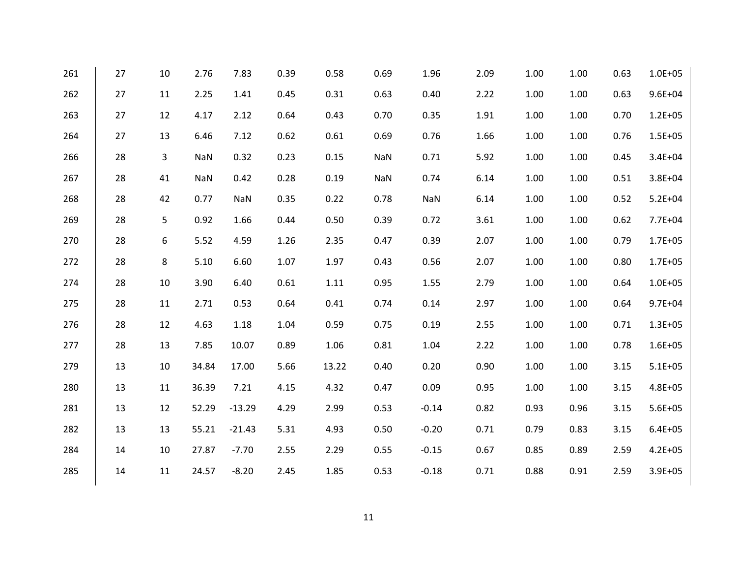| | | | | | | | | | | | | | |
|---|---|---|---|---|---|---|---|---|---|---|---|---|---|
| 261 | 27 | 10 | 2.76 | 7.83 | 0.39 | 0.58 | 0.69 | 1.96 | 2.09 | 1.00 | 1.00 | 0.63 | 1.0E+05 |
| 262 | 27 | 11 | 2.25 | 1.41 | 0.45 | 0.31 | 0.63 | 0.40 | 2.22 | 1.00 | 1.00 | 0.63 | 9.6E+04 |
| 263 | 27 | 12 | 4.17 | 2.12 | 0.64 | 0.43 | 0.70 | 0.35 | 1.91 | 1.00 | 1.00 | 0.70 | 1.2E+05 |
| 264 | 27 | 13 | 6.46 | 7.12 | 0.62 | 0.61 | 0.69 | 0.76 | 1.66 | 1.00 | 1.00 | 0.76 | 1.5E+05 |
| 266 | 28 | 3 | NaN | 0.32 | 0.23 | 0.15 | NaN | 0.71 | 5.92 | 1.00 | 1.00 | 0.45 | 3.4E+04 |
| 267 | 28 | 41 | NaN | 0.42 | 0.28 | 0.19 | NaN | 0.74 | 6.14 | 1.00 | 1.00 | 0.51 | 3.8E+04 |
| 268 | 28 | 42 | 0.77 | NaN | 0.35 | 0.22 | 0.78 | NaN | 6.14 | 1.00 | 1.00 | 0.52 | 5.2E+04 |
| 269 | 28 | 5 | 0.92 | 1.66 | 0.44 | 0.50 | 0.39 | 0.72 | 3.61 | 1.00 | 1.00 | 0.62 | 7.7E+04 |
| 270 | 28 | 6 | 5.52 | 4.59 | 1.26 | 2.35 | 0.47 | 0.39 | 2.07 | 1.00 | 1.00 | 0.79 | 1.7E+05 |
| 272 | 28 | 8 | 5.10 | 6.60 | 1.07 | 1.97 | 0.43 | 0.56 | 2.07 | 1.00 | 1.00 | 0.80 | 1.7E+05 |
| 274 | 28 | 10 | 3.90 | 6.40 | 0.61 | 1.11 | 0.95 | 1.55 | 2.79 | 1.00 | 1.00 | 0.64 | 1.0E+05 |
| 275 | 28 | 11 | 2.71 | 0.53 | 0.64 | 0.41 | 0.74 | 0.14 | 2.97 | 1.00 | 1.00 | 0.64 | 9.7E+04 |
| 276 | 28 | 12 | 4.63 | 1.18 | 1.04 | 0.59 | 0.75 | 0.19 | 2.55 | 1.00 | 1.00 | 0.71 | 1.3E+05 |
| 277 | 28 | 13 | 7.85 | 10.07 | 0.89 | 1.06 | 0.81 | 1.04 | 2.22 | 1.00 | 1.00 | 0.78 | 1.6E+05 |
| 279 | 13 | 10 | 34.84 | 17.00 | 5.66 | 13.22 | 0.40 | 0.20 | 0.90 | 1.00 | 1.00 | 3.15 | 5.1E+05 |
| 280 | 13 | 11 | 36.39 | 7.21 | 4.15 | 4.32 | 0.47 | 0.09 | 0.95 | 1.00 | 1.00 | 3.15 | 4.8E+05 |
| 281 | 13 | 12 | 52.29 | -13.29 | 4.29 | 2.99 | 0.53 | -0.14 | 0.82 | 0.93 | 0.96 | 3.15 | 5.6E+05 |
| 282 | 13 | 13 | 55.21 | -21.43 | 5.31 | 4.93 | 0.50 | -0.20 | 0.71 | 0.79 | 0.83 | 3.15 | 6.4E+05 |
| 284 | 14 | 10 | 27.87 | -7.70 | 2.55 | 2.29 | 0.55 | -0.15 | 0.67 | 0.85 | 0.89 | 2.59 | 4.2E+05 |
| 285 | 14 | 11 | 24.57 | -8.20 | 2.45 | 1.85 | 0.53 | -0.18 | 0.71 | 0.88 | 0.91 | 2.59 | 3.9E+05 |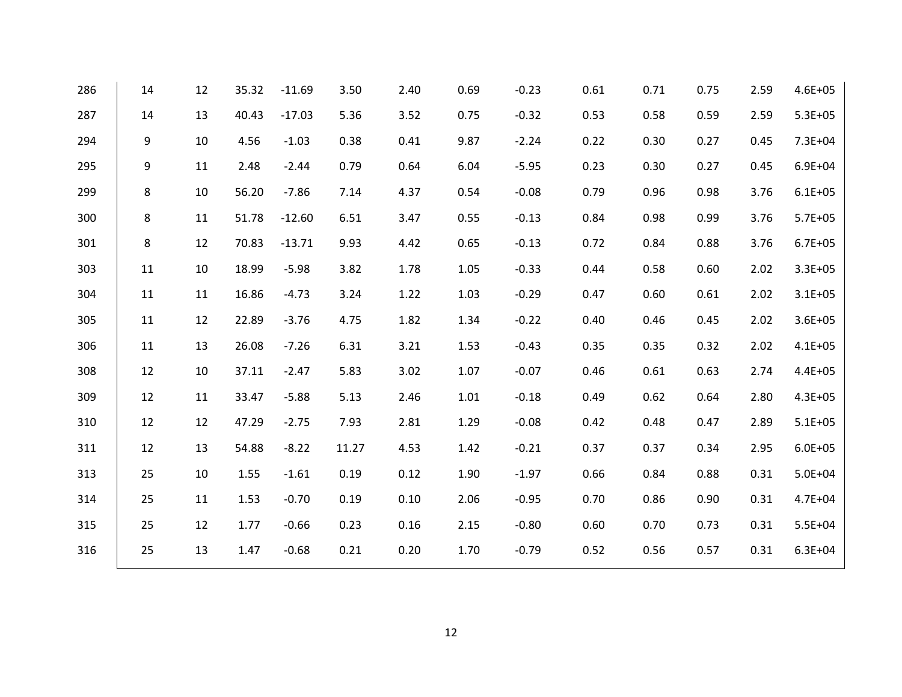| | | | | | | | | | | | | | |
|---|---|---|---|---|---|---|---|---|---|---|---|---|---|
| 286 | 14 | 12 | 35.32 | -11.69 | 3.50 | 2.40 | 0.69 | -0.23 | 0.61 | 0.71 | 0.75 | 2.59 | 4.6E+05 |
| 287 | 14 | 13 | 40.43 | -17.03 | 5.36 | 3.52 | 0.75 | -0.32 | 0.53 | 0.58 | 0.59 | 2.59 | 5.3E+05 |
| 294 | 9 | 10 | 4.56 | -1.03 | 0.38 | 0.41 | 9.87 | -2.24 | 0.22 | 0.30 | 0.27 | 0.45 | 7.3E+04 |
| 295 | 9 | 11 | 2.48 | -2.44 | 0.79 | 0.64 | 6.04 | -5.95 | 0.23 | 0.30 | 0.27 | 0.45 | 6.9E+04 |
| 299 | 8 | 10 | 56.20 | -7.86 | 7.14 | 4.37 | 0.54 | -0.08 | 0.79 | 0.96 | 0.98 | 3.76 | 6.1E+05 |
| 300 | 8 | 11 | 51.78 | -12.60 | 6.51 | 3.47 | 0.55 | -0.13 | 0.84 | 0.98 | 0.99 | 3.76 | 5.7E+05 |
| 301 | 8 | 12 | 70.83 | -13.71 | 9.93 | 4.42 | 0.65 | -0.13 | 0.72 | 0.84 | 0.88 | 3.76 | 6.7E+05 |
| 303 | 11 | 10 | 18.99 | -5.98 | 3.82 | 1.78 | 1.05 | -0.33 | 0.44 | 0.58 | 0.60 | 2.02 | 3.3E+05 |
| 304 | 11 | 11 | 16.86 | -4.73 | 3.24 | 1.22 | 1.03 | -0.29 | 0.47 | 0.60 | 0.61 | 2.02 | 3.1E+05 |
| 305 | 11 | 12 | 22.89 | -3.76 | 4.75 | 1.82 | 1.34 | -0.22 | 0.40 | 0.46 | 0.45 | 2.02 | 3.6E+05 |
| 306 | 11 | 13 | 26.08 | -7.26 | 6.31 | 3.21 | 1.53 | -0.43 | 0.35 | 0.35 | 0.32 | 2.02 | 4.1E+05 |
| 308 | 12 | 10 | 37.11 | -2.47 | 5.83 | 3.02 | 1.07 | -0.07 | 0.46 | 0.61 | 0.63 | 2.74 | 4.4E+05 |
| 309 | 12 | 11 | 33.47 | -5.88 | 5.13 | 2.46 | 1.01 | -0.18 | 0.49 | 0.62 | 0.64 | 2.80 | 4.3E+05 |
| 310 | 12 | 12 | 47.29 | -2.75 | 7.93 | 2.81 | 1.29 | -0.08 | 0.42 | 0.48 | 0.47 | 2.89 | 5.1E+05 |
| 311 | 12 | 13 | 54.88 | -8.22 | 11.27 | 4.53 | 1.42 | -0.21 | 0.37 | 0.37 | 0.34 | 2.95 | 6.0E+05 |
| 313 | 25 | 10 | 1.55 | -1.61 | 0.19 | 0.12 | 1.90 | -1.97 | 0.66 | 0.84 | 0.88 | 0.31 | 5.0E+04 |
| 314 | 25 | 11 | 1.53 | -0.70 | 0.19 | 0.10 | 2.06 | -0.95 | 0.70 | 0.86 | 0.90 | 0.31 | 4.7E+04 |
| 315 | 25 | 12 | 1.77 | -0.66 | 0.23 | 0.16 | 2.15 | -0.80 | 0.60 | 0.70 | 0.73 | 0.31 | 5.5E+04 |
| 316 | 25 | 13 | 1.47 | -0.68 | 0.21 | 0.20 | 1.70 | -0.79 | 0.52 | 0.56 | 0.57 | 0.31 | 6.3E+04 |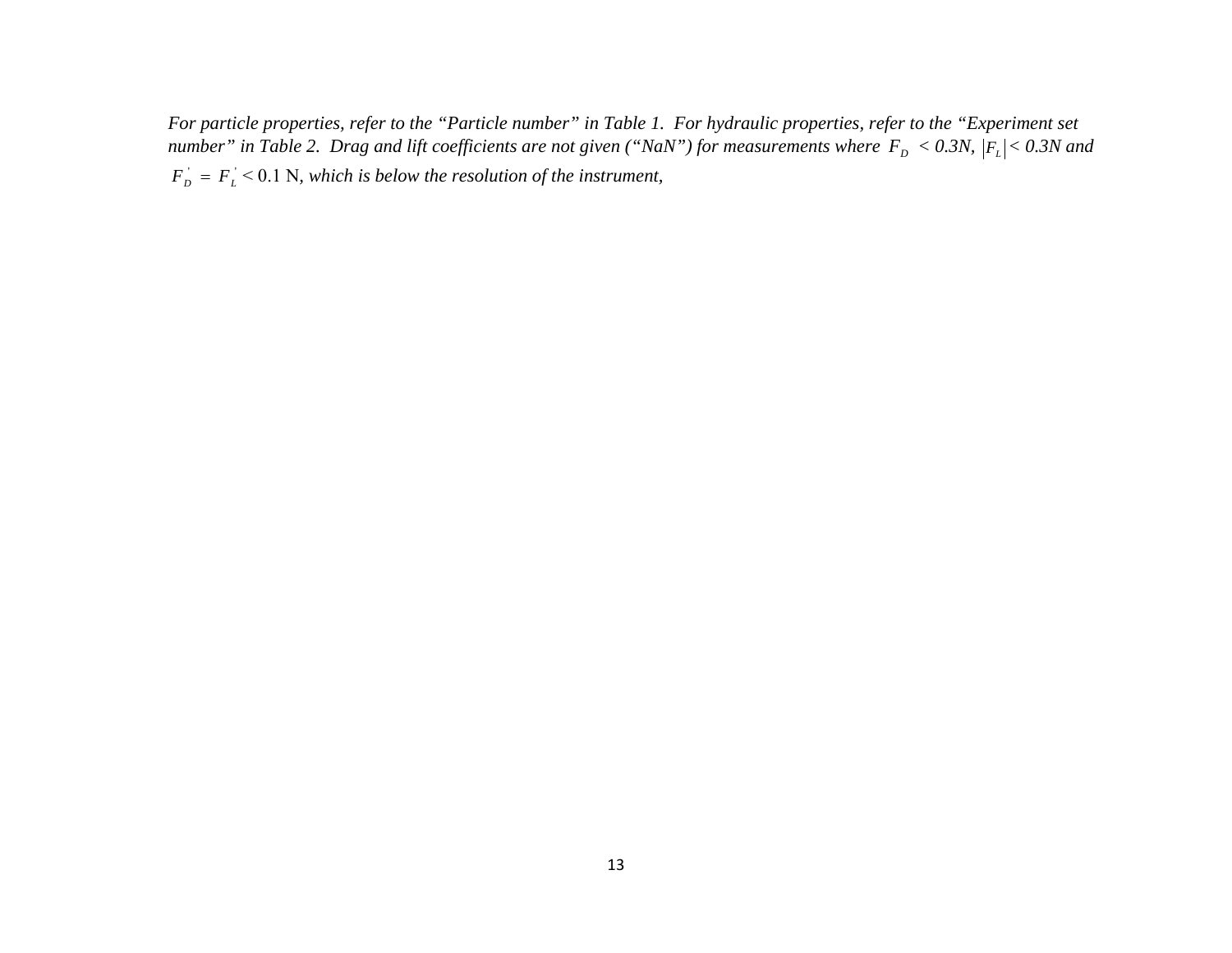*For particle properties, refer to the "Particle number" in Table 1. For hydraulic properties, refer to the "Experiment set number" in Table 2. Drag and lift coefficients are not given ("NaN") for measurements where* $F_D$ *< 0.3N,* $|F_L|$ *< 0.3N and* $F_D^{'} = F_L^{'} < 0.1$ N, *which is below the resolution of the instrument,*